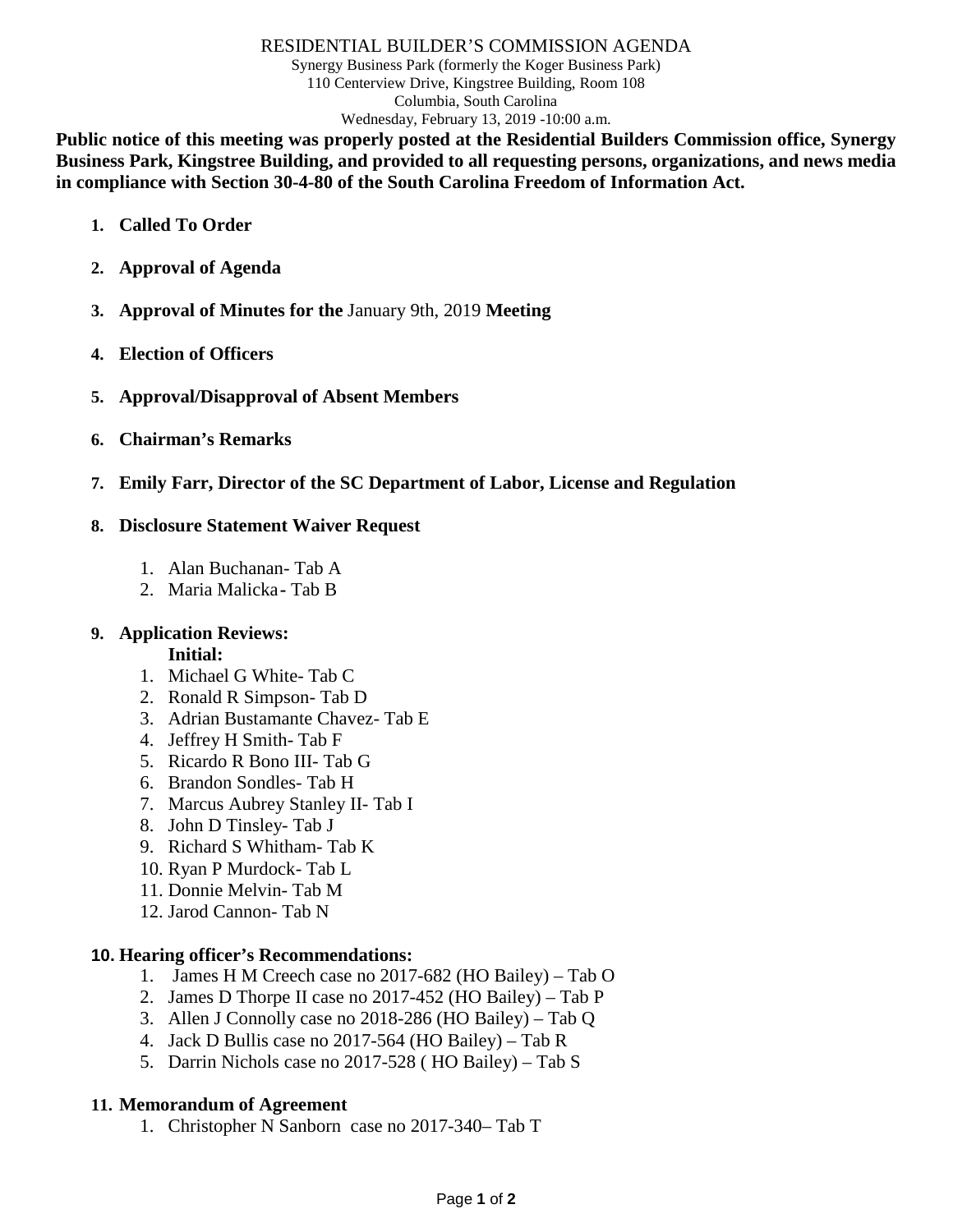# RESIDENTIAL BUILDER'S COMMISSION AGENDA

Synergy Business Park (formerly the Koger Business Park)
110 Centerview Drive, Kingstree Building, Room 108
Columbia, South Carolina
Wednesday, February 13, 2019 -10:00 a.m.

**Public notice of this meeting was properly posted at the Residential Builders Commission office, Synergy Business Park, Kingstree Building, and provided to all requesting persons, organizations, and news media in compliance with Section 30-4-80 of the South Carolina Freedom of Information Act.**

1. **Called To Order**

2. **Approval of Agenda**

3. **Approval of Minutes for the** January 9th, 2019 **Meeting**

4. **Election of Officers**

5. **Approval/Disapproval of Absent Members**

6. **Chairman's Remarks**

7. **Emily Farr, Director of the SC Department of Labor, License and Regulation**

8. **Disclosure Statement Waiver Request**
   1. Alan Buchanan- Tab A
   2. Maria Malicka - Tab B

9. **Application Reviews:**

   **Initial:**
   1. Michael G White- Tab C
   2. Ronald R Simpson- Tab D
   3. Adrian Bustamante Chavez- Tab E
   4. Jeffrey H Smith- Tab F
   5. Ricardo R Bono III- Tab G
   6. Brandon Sondles- Tab H
   7. Marcus Aubrey Stanley II- Tab I
   8. John D Tinsley- Tab J
   9. Richard S Whitham- Tab K
   10. Ryan P Murdock- Tab L
   11. Donnie Melvin- Tab M
   12. Jarod Cannon- Tab N

10. **Hearing officer's Recommendations:**
    1. James H M Creech case no 2017-682 (HO Bailey) – Tab O
    2. James D Thorpe II case no 2017-452 (HO Bailey) – Tab P
    3. Allen J Connolly case no 2018-286 (HO Bailey) – Tab Q
    4. Jack D Bullis case no 2017-564 (HO Bailey) – Tab R
    5. Darrin Nichols case no 2017-528 ( HO Bailey) – Tab S

11. **Memorandum of Agreement**
    1. Christopher N Sanborn case no 2017-340– Tab T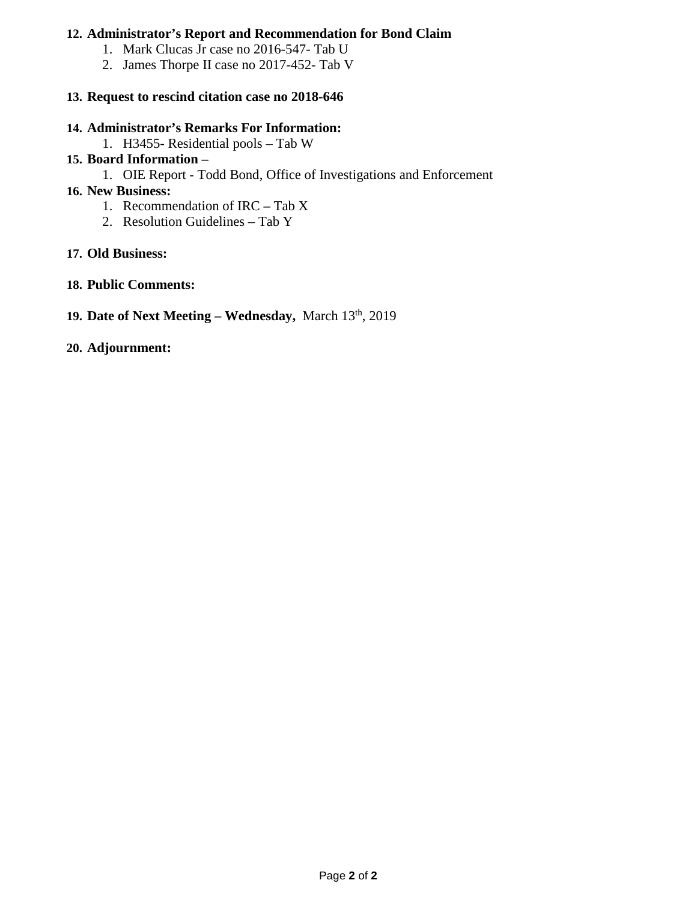**12. Administrator's Report and Recommendation for Bond Claim**

1. Mark Clucas Jr case no 2016-547- Tab U
2. James Thorpe II case no 2017-452- Tab V

**13. Request to rescind citation case no 2018-646**

**14. Administrator's Remarks For Information:**

1. H3455- Residential pools – Tab W

**15. Board Information –**

1. OIE Report - Todd Bond, Office of Investigations and Enforcement

**16. New Business:**

1. Recommendation of IRC **–** Tab X
2. Resolution Guidelines – Tab Y

**17. Old Business:**

**18. Public Comments:**

**19. Date of Next Meeting – Wednesday,** March 13th, 2019

**20. Adjournment:**